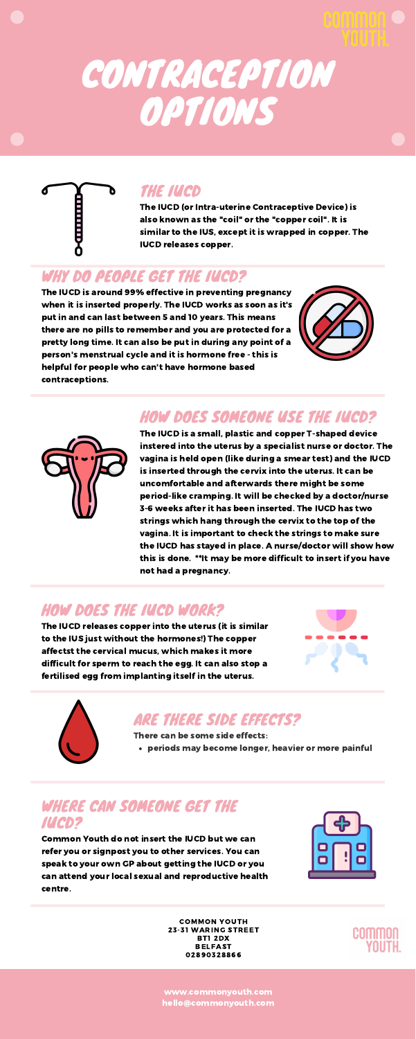# CONTRACEPTION OPTIONS

## THE IUCD

The IUCD (or Intra-uterine Contraceptive Device) is also known as the "coil" or the "copper coil". It is similar to the IUS, except it is wrapped in copper. The IUCD releases copper.

## WHY DO PEOPLE GET THE IUCD?

The IUCD is around 99% effective in preventing pregnancy when it is inserted properly. The IUCD works as soon as it's put in and can last between 5 and 10 years. This means there are no pills to remember and you are protected for a pretty long time. It can also be put in during any point of a person's menstrual cycle and it is hormone free - this is helpful for people who can't have hormone based contraceptions.

## HOW DOES SOMEONE USE THE IUCD?

The IUCD is a small, plastic and copper T-shaped device instered into the uterus by a specialist nurse or doctor. The vagina is held open (like during a smear test) and the IUCD is inserted through the cervix into the uterus. It can be uncomfortable and afterwards there might be some period-like cramping. It will be checked by a doctor/nurse 3-6 weeks after it has been inserted. The IUCD has two strings which hang through the cervix to the top of the vagina. It is important to check the strings to make sure the IUCD has stayed in place. A nurse/doctor will show how this is done. **It may be more difficult to insert if you have not had a pregnancy.

## HOW DOES THE IUCD WORK?

The IUCD releases copper into the uterus (it is similar to the IUS just without the hormones!) The copper affectst the cervical mucus, which makes it more difficult for sperm to reach the egg. It can also stop a fertilised egg from implanting itself in the uterus.

## ARE THERE SIDE EFFECTS?

There can be some side effects:

- periods may become longer, heavier or more painful

## WHERE CAN SOMEONE GET THE IUCD?

Common Youth do not insert the IUCD but we can refer you or signpost you to other services. You can speak to your own GP about getting the IUCD or you can attend your local sexual and reproductive health centre.

COMMON YOUTH
23-31 WARING STREET
BT1 2DX
BELFAST
02890328866

www.commonyouth.com
hello@commonyouth.com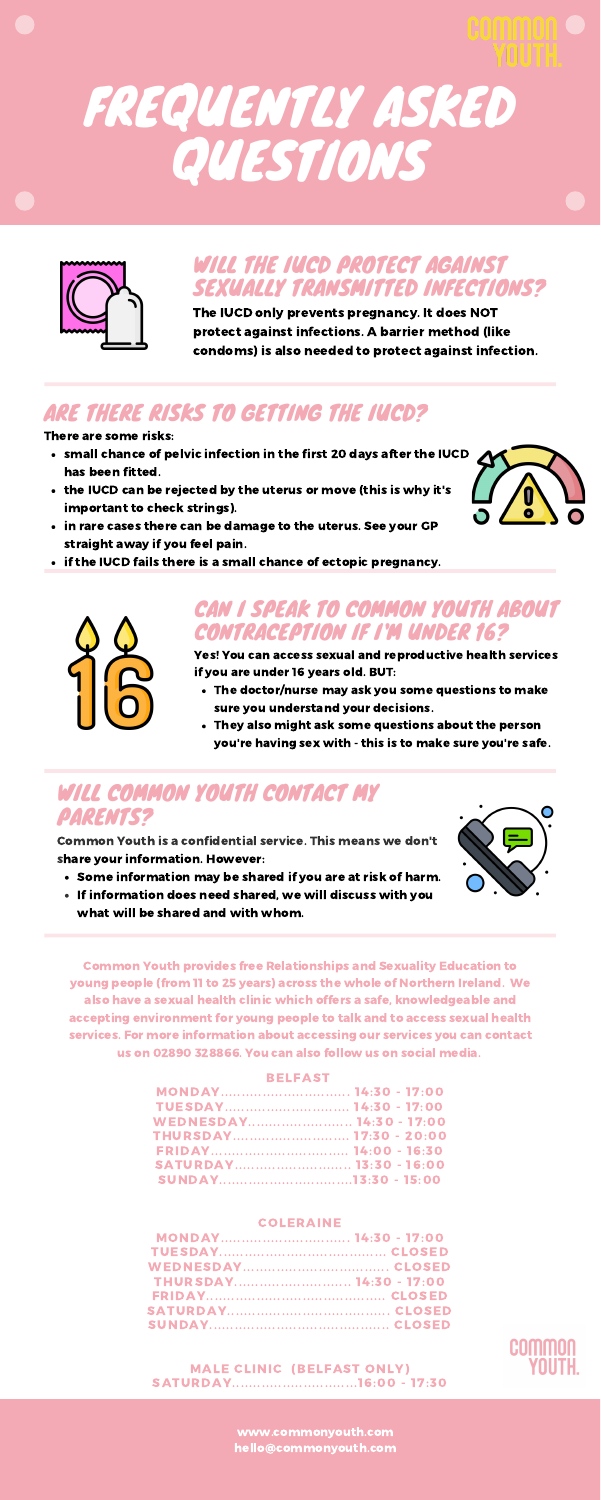# FREQUENTLY ASKED QUESTIONS

## WILL THE IUCD PROTECT AGAINST SEXUALLY TRANSMITTED INFECTIONS?

**The IUCD only prevents pregnancy. It does NOT protect against infections. A barrier method (like condoms) is also needed to protect against infection.**

## ARE THERE RISKS TO GETTING THE IUCD?

**There are some risks:**

- **small chance of pelvic infection in the first 20 days after the IUCD has been fitted.**
- **the IUCD can be rejected by the uterus or move (this is why it's important to check strings).**
- **in rare cases there can be damage to the uterus. See your GP straight away if you feel pain.**
- **if the IUCD fails there is a small chance of ectopic pregnancy.**

## CAN I SPEAK TO COMMON YOUTH ABOUT CONTRACEPTION IF I'M UNDER 16?

**Yes! You can access sexual and reproductive health services if you are under 16 years old. BUT:**

- **The doctor/nurse may ask you some questions to make sure you understand your decisions.**
- **They also might ask some questions about the person you're having sex with - this is to make sure you're safe.**

## WILL COMMON YOUTH CONTACT MY PARENTS?

**Common Youth is a confidential service. This means we don't share your information. However:**

- **Some information may be shared if you are at risk of harm.**
- **If information does need shared, we will discuss with you what will be shared and with whom.**

**Common Youth provides free Relationships and Sexuality Education to young people (from 11 to 25 years) across the whole of Northern Ireland. We also have a sexual health clinic which offers a safe, knowledgeable and accepting environment for young people to talk and to access sexual health services. For more information about accessing our services you can contact us on 02890 328866. You can also follow us on social media.**

**BELFAST**

| | |
|---|---|
| MONDAY | 14:30 - 17:00 |
| TUESDAY | 14:30 - 17:00 |
| WEDNESDAY | 14:30 - 17:00 |
| THURSDAY | 17:30 - 20:00 |
| FRIDAY | 14:00 - 16:30 |
| SATURDAY | 13:30 - 16:00 |
| SUNDAY | 13:30 - 15:00 |

**COLERAINE**

| | |
|---|---|
| MONDAY | 14:30 - 17:00 |
| TUESDAY | CLOSED |
| WEDNESDAY | CLOSED |
| THURSDAY | 14:30 - 17:00 |
| FRIDAY | CLOSED |
| SATURDAY | CLOSED |
| SUNDAY | CLOSED |

**MALE CLINIC (BELFAST ONLY)**

| | |
|---|---|
| SATURDAY | 16:00 - 17:30 |

www.commonyouth.com
hello@commonyouth.com